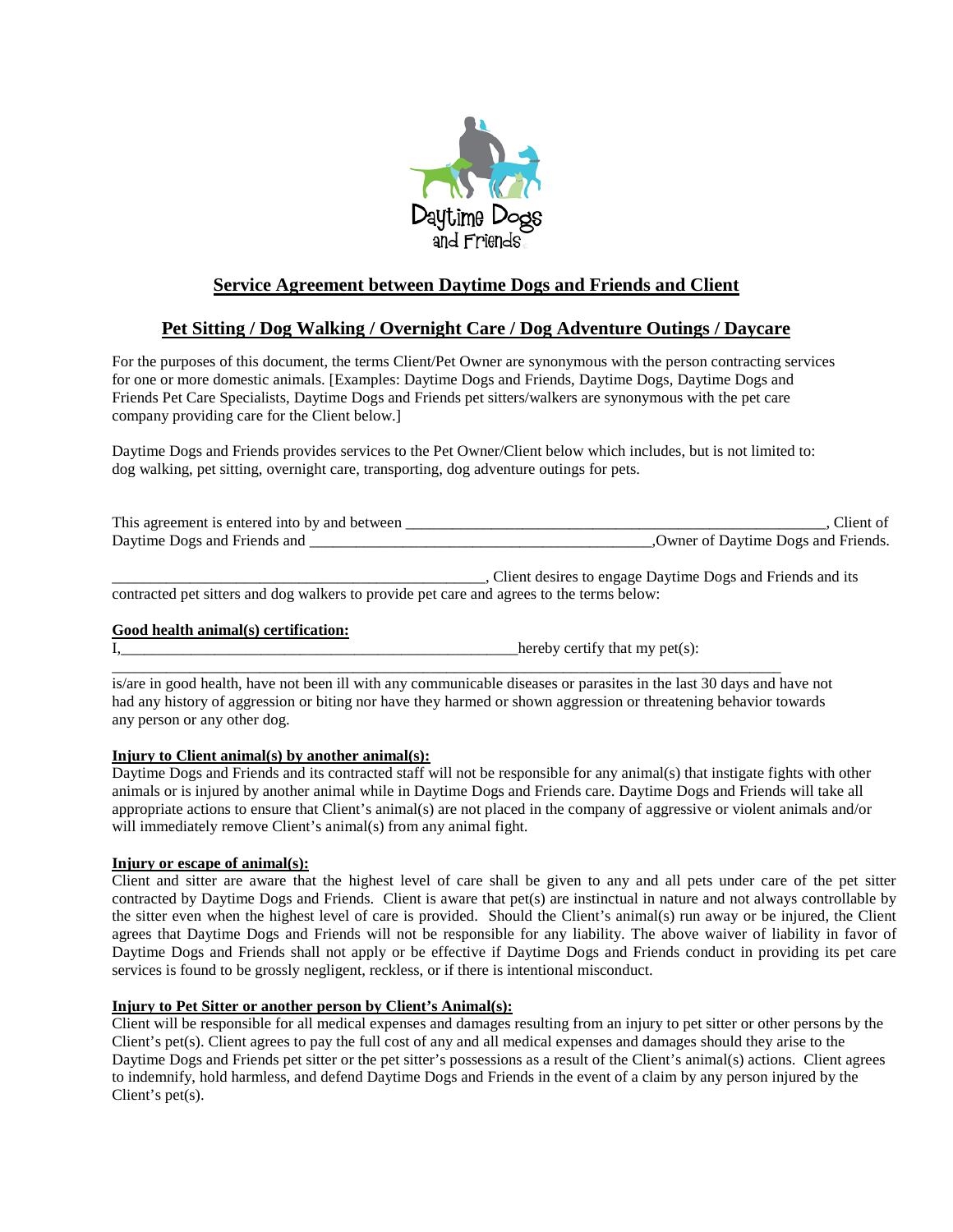## Service Agreement between Daytime Dogs and Friends and Client

## Pet Sitting / Dog Walking / Overnight Care / Dog Adventure Outings / Daycare

For the purposes of this document, the terms Client/Pet Owner are synonymous with the person contracting services for one or more domestic animals. [Examples: Daytime Dogs and Friends, Daytime Dogs, Daytime Dogs and Friends Pet Care Specialists, Daytime Dogs and Friends pet sitters/walkers are synonymous with the pet care company providing care for the Client below.]

Daytime Dogs and Friends provides services to the Pet Owner/Client below which includes, but is not limited to: dog walking, pet sitting, overnight care, transporting, dog adventure outings for pets.

This agreement is entered into by and between _______________________________________________________, Client of Daytime Dogs and Friends and _____________________________________________,Owner of Daytime Dogs and Friends.

_________________________________________________, Client desires to engage Daytime Dogs and Friends and its contracted pet sitters and dog walkers to provide pet care and agrees to the terms below:

**Good health animal(s) certification:**

I,_____________________________________________________hereby certify that my pet(s): ____________________________________________________________________________________

is/are in good health, have not been ill with any communicable diseases or parasites in the last 30 days and have not had any history of aggression or biting nor have they harmed or shown aggression or threatening behavior towards any person or any other dog.

**Injury to Client animal(s) by another animal(s):**

Daytime Dogs and Friends and its contracted staff will not be responsible for any animal(s) that instigate fights with other animals or is injured by another animal while in Daytime Dogs and Friends care. Daytime Dogs and Friends will take all appropriate actions to ensure that Client's animal(s) are not placed in the company of aggressive or violent animals and/or will immediately remove Client's animal(s) from any animal fight.

**Injury or escape of animal(s):**

Client and sitter are aware that the highest level of care shall be given to any and all pets under care of the pet sitter contracted by Daytime Dogs and Friends. Client is aware that pet(s) are instinctual in nature and not always controllable by the sitter even when the highest level of care is provided. Should the Client's animal(s) run away or be injured, the Client agrees that Daytime Dogs and Friends will not be responsible for any liability. The above waiver of liability in favor of Daytime Dogs and Friends shall not apply or be effective if Daytime Dogs and Friends conduct in providing its pet care services is found to be grossly negligent, reckless, or if there is intentional misconduct.

**Injury to Pet Sitter or another person by Client's Animal(s):**

Client will be responsible for all medical expenses and damages resulting from an injury to pet sitter or other persons by the Client's pet(s). Client agrees to pay the full cost of any and all medical expenses and damages should they arise to the Daytime Dogs and Friends pet sitter or the pet sitter's possessions as a result of the Client's animal(s) actions. Client agrees to indemnify, hold harmless, and defend Daytime Dogs and Friends in the event of a claim by any person injured by the Client's pet(s).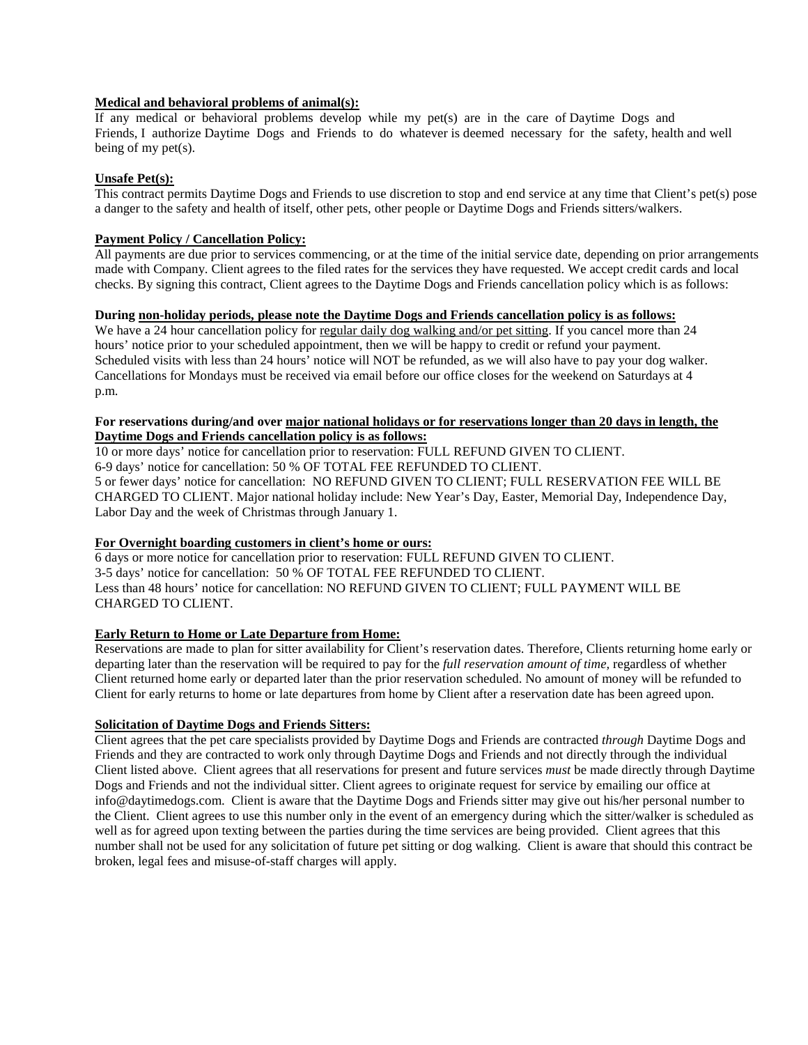**<u>Medical and behavioral problems of animal(s):</u>**
If any medical or behavioral problems develop while my pet(s) are in the care of Daytime Dogs and Friends, I authorize Daytime Dogs and Friends to do whatever is deemed necessary for the safety, health and well being of my pet(s).

**<u>Unsafe Pet(s):</u>**
This contract permits Daytime Dogs and Friends to use discretion to stop and end service at any time that Client's pet(s) pose a danger to the safety and health of itself, other pets, other people or Daytime Dogs and Friends sitters/walkers.

**<u>Payment Policy / Cancellation Policy:</u>**
All payments are due prior to services commencing, or at the time of the initial service date, depending on prior arrangements made with Company. Client agrees to the filed rates for the services they have requested. We accept credit cards and local checks. By signing this contract, Client agrees to the Daytime Dogs and Friends cancellation policy which is as follows:

**During <u>non-holiday periods, please note the Daytime Dogs and Friends cancellation policy is as follows:</u>**
We have a 24 hour cancellation policy for <u>regular daily dog walking and/or pet sitting</u>. If you cancel more than 24 hours' notice prior to your scheduled appointment, then we will be happy to credit or refund your payment. Scheduled visits with less than 24 hours' notice will NOT be refunded, as we will also have to pay your dog walker. Cancellations for Mondays must be received via email before our office closes for the weekend on Saturdays at 4 p.m.

**For reservations during/and over <u>major national holidays or for reservations longer than 20 days in length, the Daytime Dogs and Friends cancellation policy is as follows:</u>**
10 or more days' notice for cancellation prior to reservation: FULL REFUND GIVEN TO CLIENT.
6-9 days' notice for cancellation: 50 % OF TOTAL FEE REFUNDED TO CLIENT.
5 or fewer days' notice for cancellation: NO REFUND GIVEN TO CLIENT; FULL RESERVATION FEE WILL BE CHARGED TO CLIENT. Major national holiday include: New Year's Day, Easter, Memorial Day, Independence Day, Labor Day and the week of Christmas through January 1.

**<u>For Overnight boarding customers in client's home or ours:</u>**
6 days or more notice for cancellation prior to reservation: FULL REFUND GIVEN TO CLIENT.
3-5 days' notice for cancellation: 50 % OF TOTAL FEE REFUNDED TO CLIENT.
Less than 48 hours' notice for cancellation: NO REFUND GIVEN TO CLIENT; FULL PAYMENT WILL BE CHARGED TO CLIENT.

**<u>Early Return to Home or Late Departure from Home:</u>**
Reservations are made to plan for sitter availability for Client's reservation dates. Therefore, Clients returning home early or departing later than the reservation will be required to pay for the *full reservation amount of time,* regardless of whether Client returned home early or departed later than the prior reservation scheduled. No amount of money will be refunded to Client for early returns to home or late departures from home by Client after a reservation date has been agreed upon.

**<u>Solicitation of Daytime Dogs and Friends Sitters:</u>**
Client agrees that the pet care specialists provided by Daytime Dogs and Friends are contracted *through* Daytime Dogs and Friends and they are contracted to work only through Daytime Dogs and Friends and not directly through the individual Client listed above. Client agrees that all reservations for present and future services *must* be made directly through Daytime Dogs and Friends and not the individual sitter. Client agrees to originate request for service by emailing our office at info@daytimedogs.com. Client is aware that the Daytime Dogs and Friends sitter may give out his/her personal number to the Client. Client agrees to use this number only in the event of an emergency during which the sitter/walker is scheduled as well as for agreed upon texting between the parties during the time services are being provided. Client agrees that this number shall not be used for any solicitation of future pet sitting or dog walking. Client is aware that should this contract be broken, legal fees and misuse-of-staff charges will apply.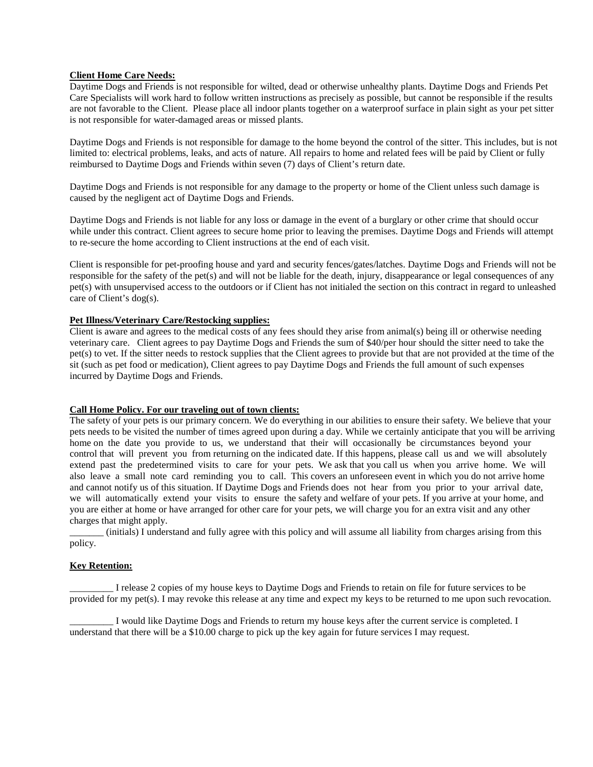**Client Home Care Needs:**

Daytime Dogs and Friends is not responsible for wilted, dead or otherwise unhealthy plants. Daytime Dogs and Friends Pet Care Specialists will work hard to follow written instructions as precisely as possible, but cannot be responsible if the results are not favorable to the Client. Please place all indoor plants together on a waterproof surface in plain sight as your pet sitter is not responsible for water-damaged areas or missed plants.

Daytime Dogs and Friends is not responsible for damage to the home beyond the control of the sitter. This includes, but is not limited to: electrical problems, leaks, and acts of nature. All repairs to home and related fees will be paid by Client or fully reimbursed to Daytime Dogs and Friends within seven (7) days of Client's return date.

Daytime Dogs and Friends is not responsible for any damage to the property or home of the Client unless such damage is caused by the negligent act of Daytime Dogs and Friends.

Daytime Dogs and Friends is not liable for any loss or damage in the event of a burglary or other crime that should occur while under this contract. Client agrees to secure home prior to leaving the premises. Daytime Dogs and Friends will attempt to re-secure the home according to Client instructions at the end of each visit.

Client is responsible for pet-proofing house and yard and security fences/gates/latches. Daytime Dogs and Friends will not be responsible for the safety of the pet(s) and will not be liable for the death, injury, disappearance or legal consequences of any pet(s) with unsupervised access to the outdoors or if Client has not initialed the section on this contract in regard to unleashed care of Client's dog(s).

**Pet Illness/Veterinary Care/Restocking supplies:**

Client is aware and agrees to the medical costs of any fees should they arise from animal(s) being ill or otherwise needing veterinary care. Client agrees to pay Daytime Dogs and Friends the sum of $40/per hour should the sitter need to take the pet(s) to vet. If the sitter needs to restock supplies that the Client agrees to provide but that are not provided at the time of the sit (such as pet food or medication), Client agrees to pay Daytime Dogs and Friends the full amount of such expenses incurred by Daytime Dogs and Friends.

**Call Home Policy. For our traveling out of town clients:**

The safety of your pets is our primary concern. We do everything in our abilities to ensure their safety. We believe that your pets needs to be visited the number of times agreed upon during a day. While we certainly anticipate that you will be arriving home on the date you provide to us, we understand that their will occasionally be circumstances beyond your control that will prevent you from returning on the indicated date. If this happens, please call us and we will absolutely extend past the predetermined visits to care for your pets. We ask that you call us when you arrive home. We will also leave a small note card reminding you to call. This covers an unforeseen event in which you do not arrive home and cannot notify us of this situation. If Daytime Dogs and Friends does not hear from you prior to your arrival date, we will automatically extend your visits to ensure the safety and welfare of your pets. If you arrive at your home, and you are either at home or have arranged for other care for your pets, we will charge you for an extra visit and any other charges that might apply.

_______ (initials) I understand and fully agree with this policy and will assume all liability from charges arising from this policy.

**Key Retention:**

_________ I release 2 copies of my house keys to Daytime Dogs and Friends to retain on file for future services to be provided for my pet(s). I may revoke this release at any time and expect my keys to be returned to me upon such revocation.

_________ I would like Daytime Dogs and Friends to return my house keys after the current service is completed. I understand that there will be a $10.00 charge to pick up the key again for future services I may request.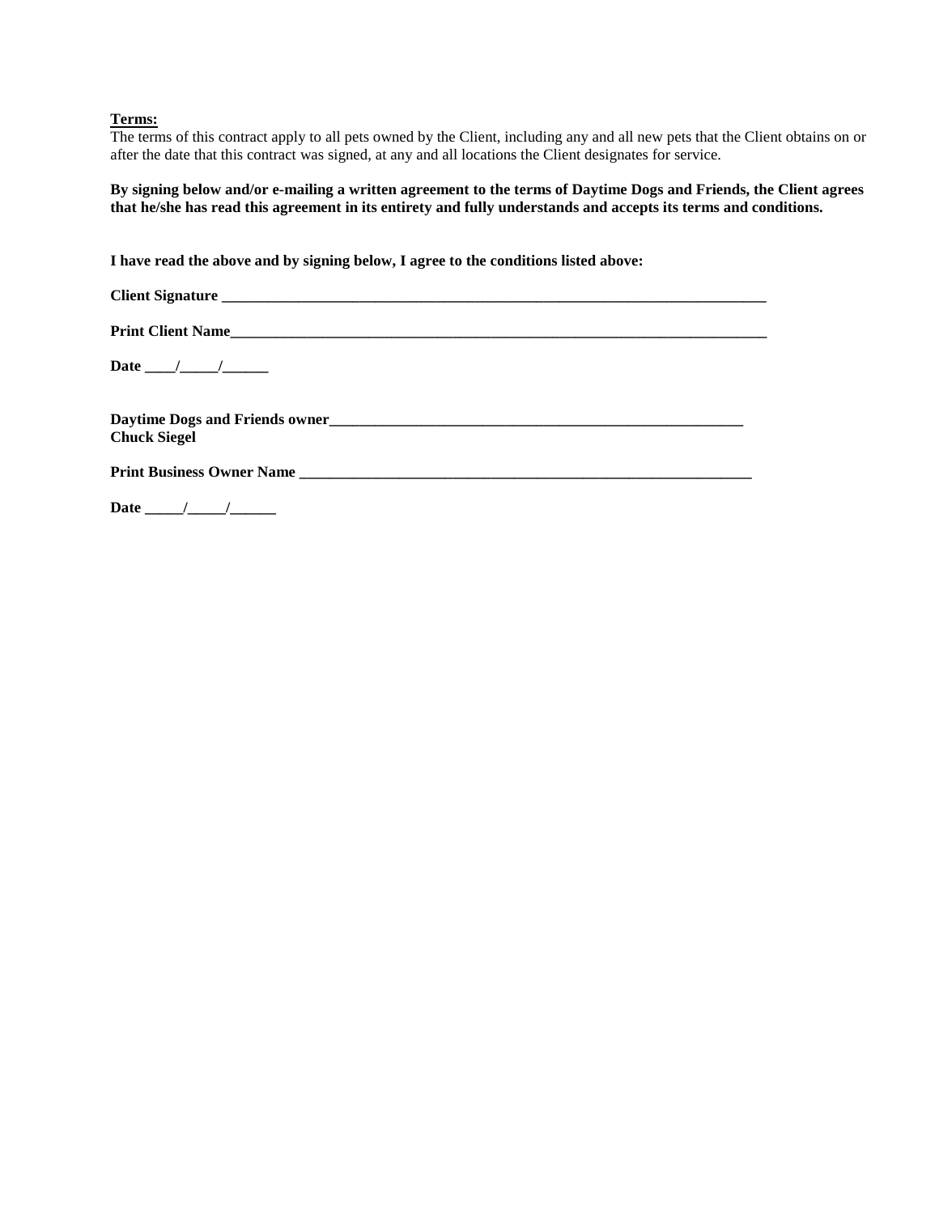**Terms:**
The terms of this contract apply to all pets owned by the Client, including any and all new pets that the Client obtains on or after the date that this contract was signed, at any and all locations the Client designates for service.

**By signing below and/or e-mailing a written agreement to the terms of Daytime Dogs and Friends, the Client agrees that he/she has read this agreement in its entirety and fully understands and accepts its terms and conditions.**

**I have read the above and by signing below, I agree to the conditions listed above:**

**Client Signature ___________________________________________________________________________**

**Print Client Name___________________________________________________________________________**

**Date ____/_____/______**

**Daytime Dogs and Friends owner_________________________________________________________**
**Chuck Siegel**

**Print Business Owner Name ________________________________________________________________**

**Date _____/_____/______**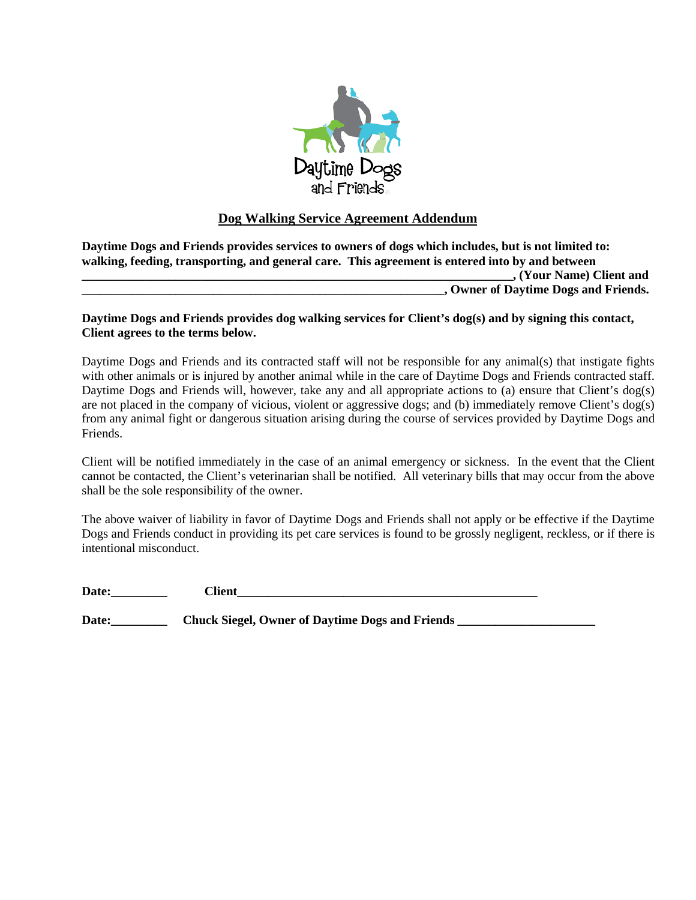Daytime Dogs and Friends

## Dog Walking Service Agreement Addendum

**Daytime Dogs and Friends provides services to owners of dogs which includes, but is not limited to: walking, feeding, transporting, and general care. This agreement is entered into by and between \_\_\_\_\_\_\_\_\_\_\_\_\_\_\_\_\_\_\_\_\_\_\_\_\_\_\_\_\_\_\_\_\_\_\_\_\_\_\_\_\_\_\_\_\_\_\_\_\_\_\_\_\_\_\_\_\_\_\_\_\_\_\_\_\_\_\_\_\_\_, (Your Name) Client and \_\_\_\_\_\_\_\_\_\_\_\_\_\_\_\_\_\_\_\_\_\_\_\_\_\_\_\_\_\_\_\_\_\_\_\_\_\_\_\_\_\_\_\_\_\_\_\_\_\_\_\_\_\_\_\_\_\_\_\_, Owner of Daytime Dogs and Friends.**

**Daytime Dogs and Friends provides dog walking services for Client's dog(s) and by signing this contact, Client agrees to the terms below.**

Daytime Dogs and Friends and its contracted staff will not be responsible for any animal(s) that instigate fights with other animals or is injured by another animal while in the care of Daytime Dogs and Friends contracted staff. Daytime Dogs and Friends will, however, take any and all appropriate actions to (a) ensure that Client's dog(s) are not placed in the company of vicious, violent or aggressive dogs; and (b) immediately remove Client's dog(s) from any animal fight or dangerous situation arising during the course of services provided by Daytime Dogs and Friends.

Client will be notified immediately in the case of an animal emergency or sickness. In the event that the Client cannot be contacted, the Client's veterinarian shall be notified. All veterinary bills that may occur from the above shall be the sole responsibility of the owner.

The above waiver of liability in favor of Daytime Dogs and Friends shall not apply or be effective if the Daytime Dogs and Friends conduct in providing its pet care services is found to be grossly negligent, reckless, or if there is intentional misconduct.

**Date:\_\_\_\_\_\_\_\_\_ Client\_\_\_\_\_\_\_\_\_\_\_\_\_\_\_\_\_\_\_\_\_\_\_\_\_\_\_\_\_\_\_\_\_\_\_\_\_\_\_\_\_\_\_\_\_\_\_\_\_\_\_\_**

**Date:\_\_\_\_\_\_\_\_\_ Chuck Siegel, Owner of Daytime Dogs and Friends \_\_\_\_\_\_\_\_\_\_\_\_\_\_\_\_\_\_\_\_\_\_\_**